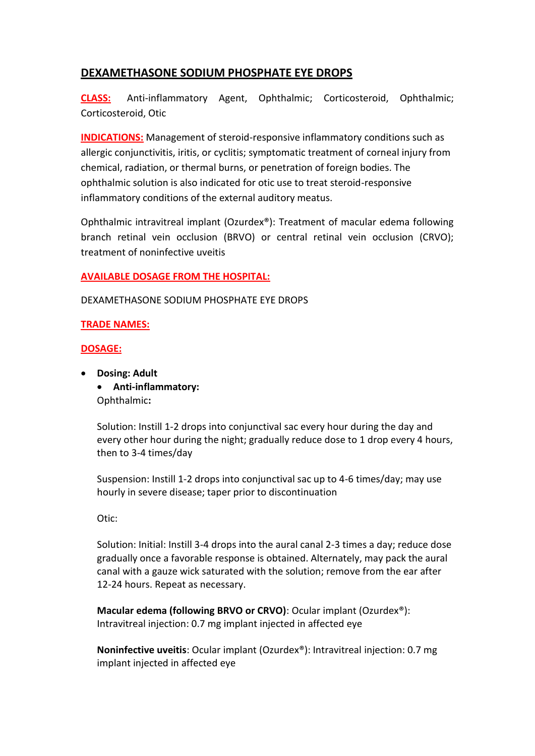# DEXAMETHASONE SODIUM PHOSPHATE EYE DROPS

**CLASS:** Anti-inflammatory Agent, Ophthalmic; Corticosteroid, Ophthalmic; Corticosteroid, Otic

**INDICATIONS:** Management of steroid-responsive inflammatory conditions such as allergic conjunctivitis, iritis, or cyclitis; symptomatic treatment of corneal injury from chemical, radiation, or thermal burns, or penetration of foreign bodies. The ophthalmic solution is also indicated for otic use to treat steroid-responsive inflammatory conditions of the external auditory meatus.

Ophthalmic intravitreal implant (Ozurdex®): Treatment of macular edema following branch retinal vein occlusion (BRVO) or central retinal vein occlusion (CRVO); treatment of noninfective uveitis

**AVAILABLE DOSAGE FROM THE HOSPITAL:**

DEXAMETHASONE SODIUM PHOSPHATE EYE DROPS

**TRADE NAMES:**

**DOSAGE:**

- **Dosing: Adult**
  - **Anti-inflammatory:**

  Ophthalmic**:**

  Solution: Instill 1-2 drops into conjunctival sac every hour during the day and every other hour during the night; gradually reduce dose to 1 drop every 4 hours, then to 3-4 times/day

  Suspension: Instill 1-2 drops into conjunctival sac up to 4-6 times/day; may use hourly in severe disease; taper prior to discontinuation

  Otic:

  Solution: Initial: Instill 3-4 drops into the aural canal 2-3 times a day; reduce dose gradually once a favorable response is obtained. Alternately, may pack the aural canal with a gauze wick saturated with the solution; remove from the ear after 12-24 hours. Repeat as necessary.

  **Macular edema (following BRVO or CRVO)**: Ocular implant (Ozurdex®): Intravitreal injection: 0.7 mg implant injected in affected eye

  **Noninfective uveitis**: Ocular implant (Ozurdex®): Intravitreal injection: 0.7 mg implant injected in affected eye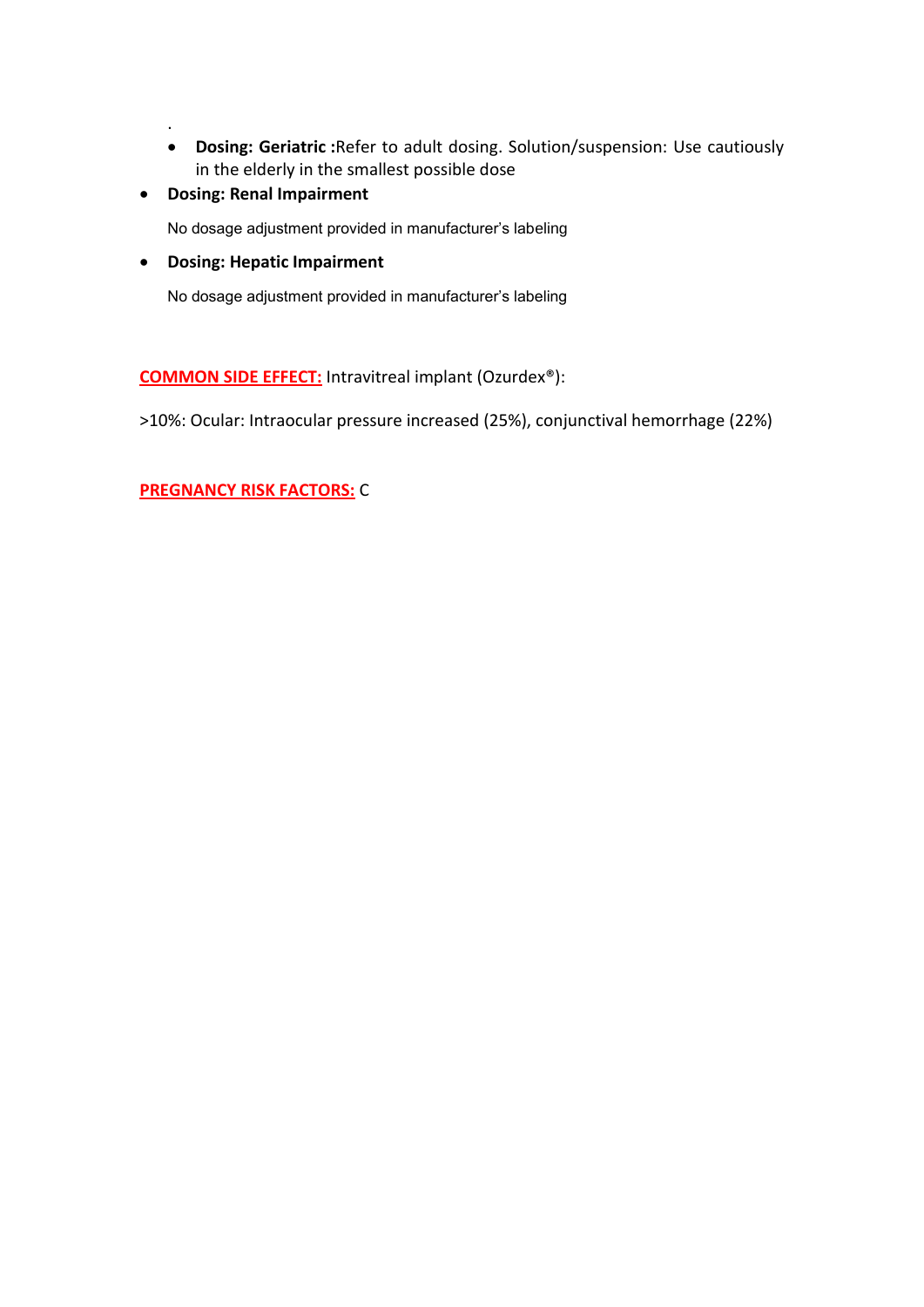.

- **Dosing: Geriatric :**Refer to adult dosing. Solution/suspension: Use cautiously in the elderly in the smallest possible dose

- **Dosing: Renal Impairment**

  No dosage adjustment provided in manufacturer's labeling

- **Dosing: Hepatic Impairment**

  No dosage adjustment provided in manufacturer's labeling

**COMMON SIDE EFFECT:** Intravitreal implant (Ozurdex®):

>10%: Ocular: Intraocular pressure increased (25%), conjunctival hemorrhage (22%)

**PREGNANCY RISK FACTORS:** C